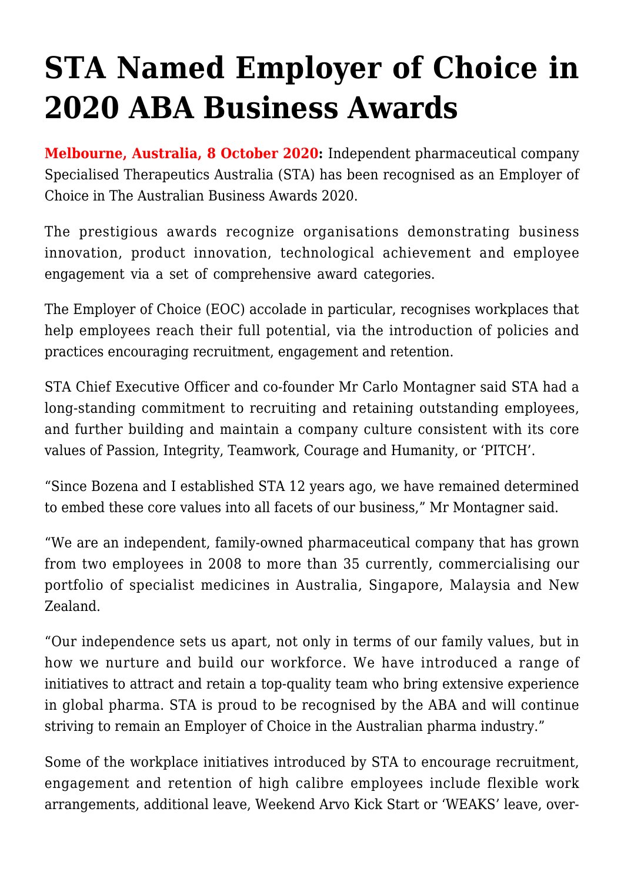# STA Named Employer of Choice in 2020 ABA Business Awards

**Melbourne, Australia, 8 October 2020:** Independent pharmaceutical company Specialised Therapeutics Australia (STA) has been recognised as an Employer of Choice in The Australian Business Awards 2020.

The prestigious awards recognize organisations demonstrating business innovation, product innovation, technological achievement and employee engagement via a set of comprehensive award categories.

The Employer of Choice (EOC) accolade in particular, recognises workplaces that help employees reach their full potential, via the introduction of policies and practices encouraging recruitment, engagement and retention.

STA Chief Executive Officer and co-founder Mr Carlo Montagner said STA had a long-standing commitment to recruiting and retaining outstanding employees, and further building and maintain a company culture consistent with its core values of Passion, Integrity, Teamwork, Courage and Humanity, or 'PITCH'.

"Since Bozena and I established STA 12 years ago, we have remained determined to embed these core values into all facets of our business," Mr Montagner said.

"We are an independent, family-owned pharmaceutical company that has grown from two employees in 2008 to more than 35 currently, commercialising our portfolio of specialist medicines in Australia, Singapore, Malaysia and New Zealand.

"Our independence sets us apart, not only in terms of our family values, but in how we nurture and build our workforce. We have introduced a range of initiatives to attract and retain a top-quality team who bring extensive experience in global pharma. STA is proud to be recognised by the ABA and will continue striving to remain an Employer of Choice in the Australian pharma industry."

Some of the workplace initiatives introduced by STA to encourage recruitment, engagement and retention of high calibre employees include flexible work arrangements, additional leave, Weekend Arvo Kick Start or 'WEAKS' leave, over-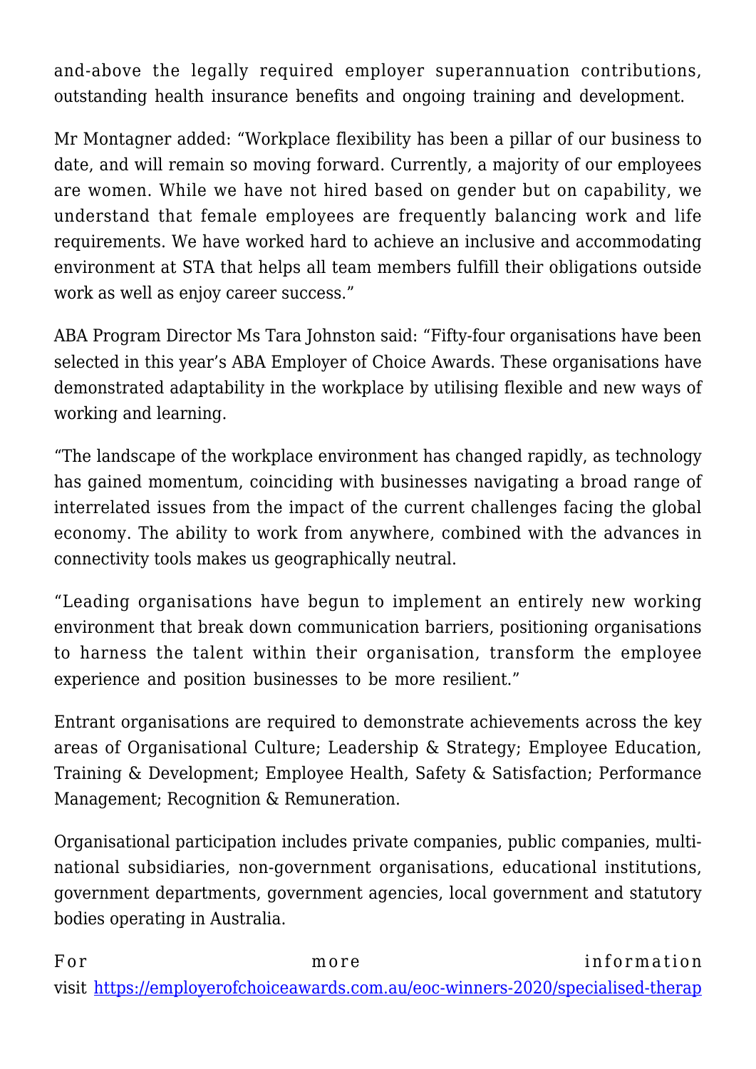and-above the legally required employer superannuation contributions, outstanding health insurance benefits and ongoing training and development.

Mr Montagner added: "Workplace flexibility has been a pillar of our business to date, and will remain so moving forward. Currently, a majority of our employees are women. While we have not hired based on gender but on capability, we understand that female employees are frequently balancing work and life requirements. We have worked hard to achieve an inclusive and accommodating environment at STA that helps all team members fulfill their obligations outside work as well as enjoy career success."

ABA Program Director Ms Tara Johnston said: "Fifty-four organisations have been selected in this year's ABA Employer of Choice Awards. These organisations have demonstrated adaptability in the workplace by utilising flexible and new ways of working and learning.

"The landscape of the workplace environment has changed rapidly, as technology has gained momentum, coinciding with businesses navigating a broad range of interrelated issues from the impact of the current challenges facing the global economy. The ability to work from anywhere, combined with the advances in connectivity tools makes us geographically neutral.

"Leading organisations have begun to implement an entirely new working environment that break down communication barriers, positioning organisations to harness the talent within their organisation, transform the employee experience and position businesses to be more resilient."

Entrant organisations are required to demonstrate achievements across the key areas of Organisational Culture; Leadership & Strategy; Employee Education, Training & Development; Employee Health, Safety & Satisfaction; Performance Management; Recognition & Remuneration.

Organisational participation includes private companies, public companies, multi-national subsidiaries, non-government organisations, educational institutions, government departments, government agencies, local government and statutory bodies operating in Australia.

For more information visit https://employerofchoiceawards.com.au/eoc-winners-2020/specialised-therap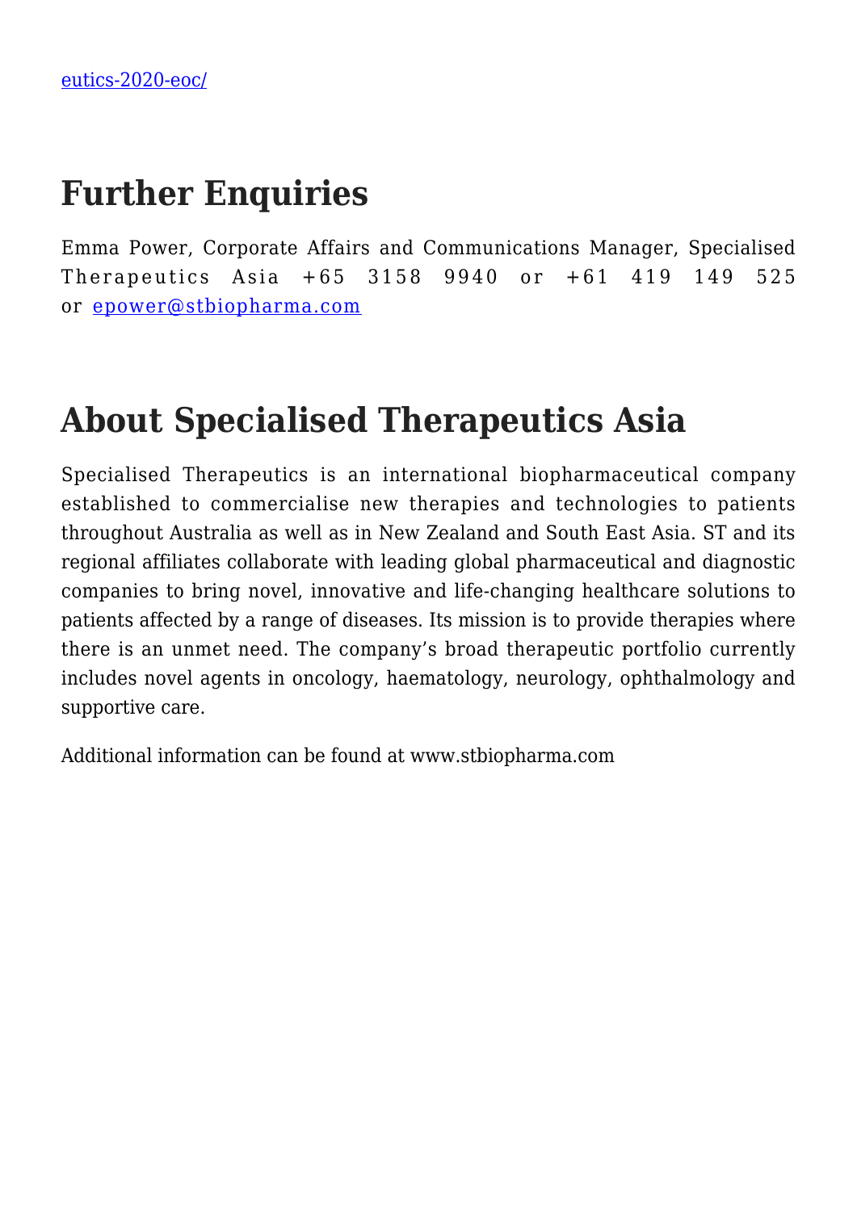eutics-2020-eoc/

## Further Enquiries

Emma Power, Corporate Affairs and Communications Manager, Specialised Therapeutics Asia +65 3158 9940 or +61 419 149 525 or epower@stbiopharma.com

## About Specialised Therapeutics Asia

Specialised Therapeutics is an international biopharmaceutical company established to commercialise new therapies and technologies to patients throughout Australia as well as in New Zealand and South East Asia. ST and its regional affiliates collaborate with leading global pharmaceutical and diagnostic companies to bring novel, innovative and life-changing healthcare solutions to patients affected by a range of diseases. Its mission is to provide therapies where there is an unmet need. The company's broad therapeutic portfolio currently includes novel agents in oncology, haematology, neurology, ophthalmology and supportive care.

Additional information can be found at www.stbiopharma.com